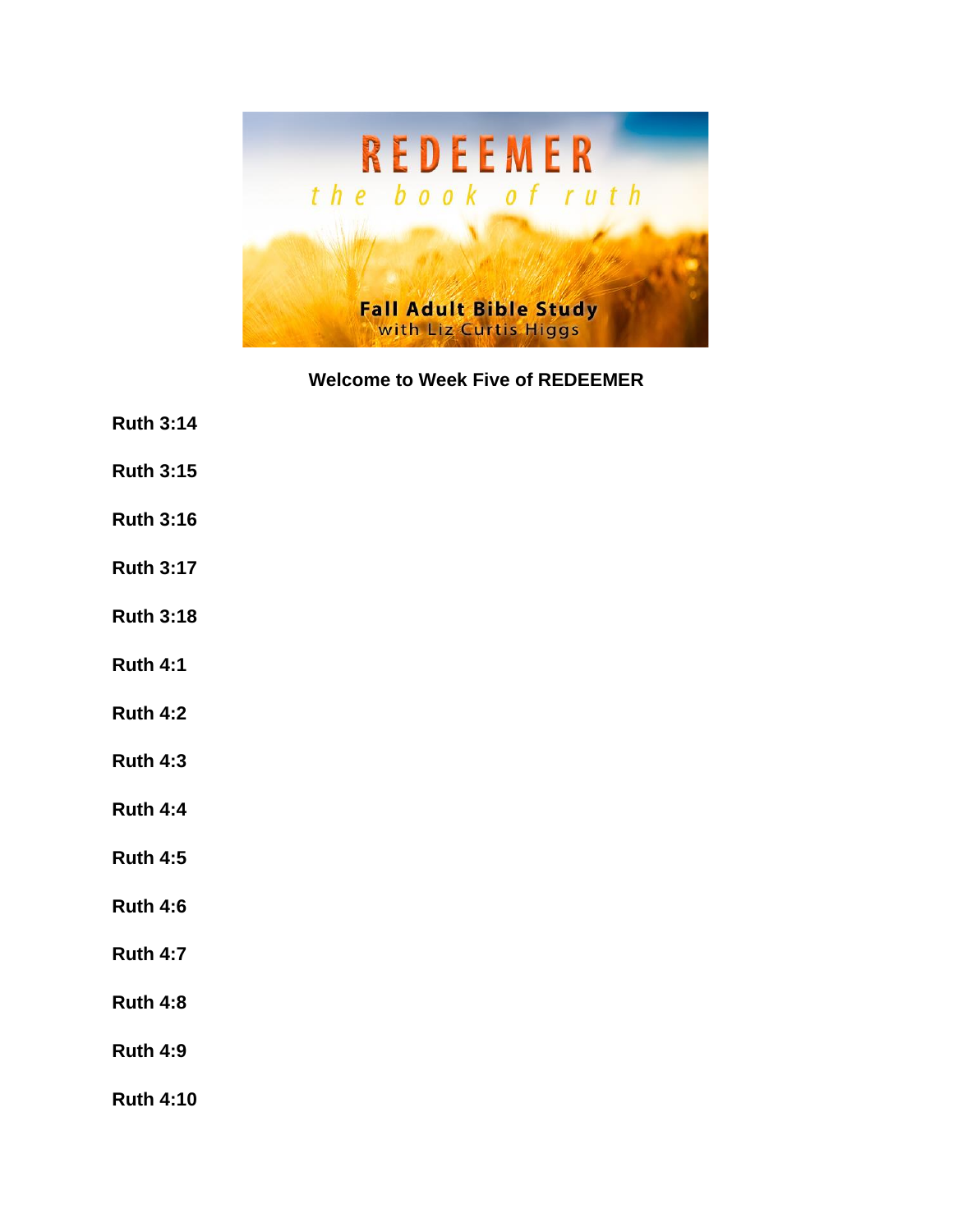**Welcome to Week Five of REDEEMER**

**Ruth 3:14**

**Ruth 3:15**

**Ruth 3:16**

**Ruth 3:17**

**Ruth 3:18**

**Ruth 4:1**

**Ruth 4:2**

**Ruth 4:3**

**Ruth 4:4**

**Ruth 4:5**

**Ruth 4:6**

**Ruth 4:7**

**Ruth 4:8**

**Ruth 4:9**

**Ruth 4:10**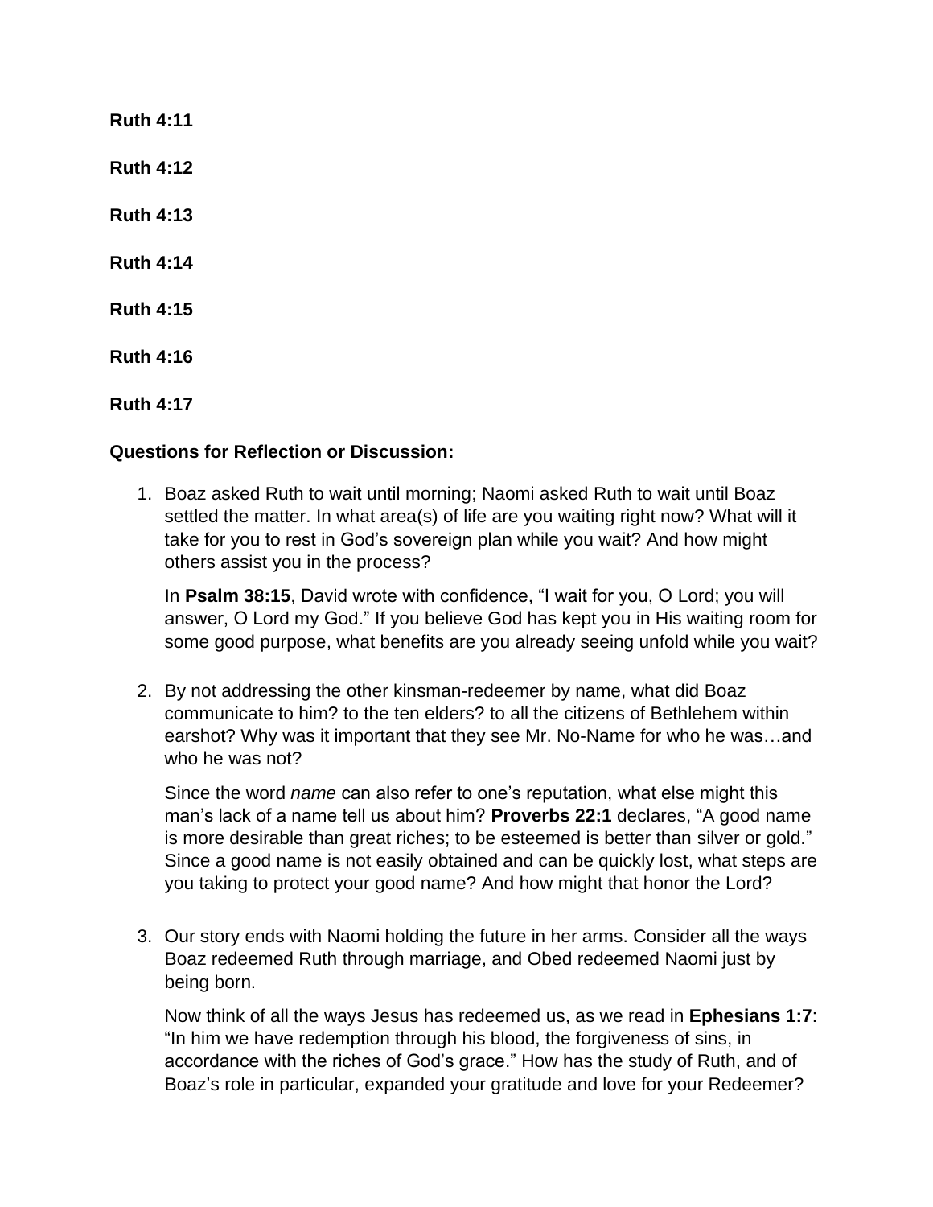**Ruth 4:11**

**Ruth 4:12**

**Ruth 4:13**

**Ruth 4:14**

**Ruth 4:15**

**Ruth 4:16**

**Ruth 4:17**

**Questions for Reflection or Discussion:**

1. Boaz asked Ruth to wait until morning; Naomi asked Ruth to wait until Boaz settled the matter. In what area(s) of life are you waiting right now? What will it take for you to rest in God's sovereign plan while you wait? And how might others assist you in the process?

   In **Psalm 38:15**, David wrote with confidence, "I wait for you, O Lord; you will answer, O Lord my God." If you believe God has kept you in His waiting room for some good purpose, what benefits are you already seeing unfold while you wait?

2. By not addressing the other kinsman-redeemer by name, what did Boaz communicate to him? to the ten elders? to all the citizens of Bethlehem within earshot? Why was it important that they see Mr. No-Name for who he was…and who he was not?

   Since the word *name* can also refer to one's reputation, what else might this man's lack of a name tell us about him? **Proverbs 22:1** declares, "A good name is more desirable than great riches; to be esteemed is better than silver or gold." Since a good name is not easily obtained and can be quickly lost, what steps are you taking to protect your good name? And how might that honor the Lord?

3. Our story ends with Naomi holding the future in her arms. Consider all the ways Boaz redeemed Ruth through marriage, and Obed redeemed Naomi just by being born.

   Now think of all the ways Jesus has redeemed us, as we read in **Ephesians 1:7**: "In him we have redemption through his blood, the forgiveness of sins, in accordance with the riches of God's grace." How has the study of Ruth, and of Boaz's role in particular, expanded your gratitude and love for your Redeemer?